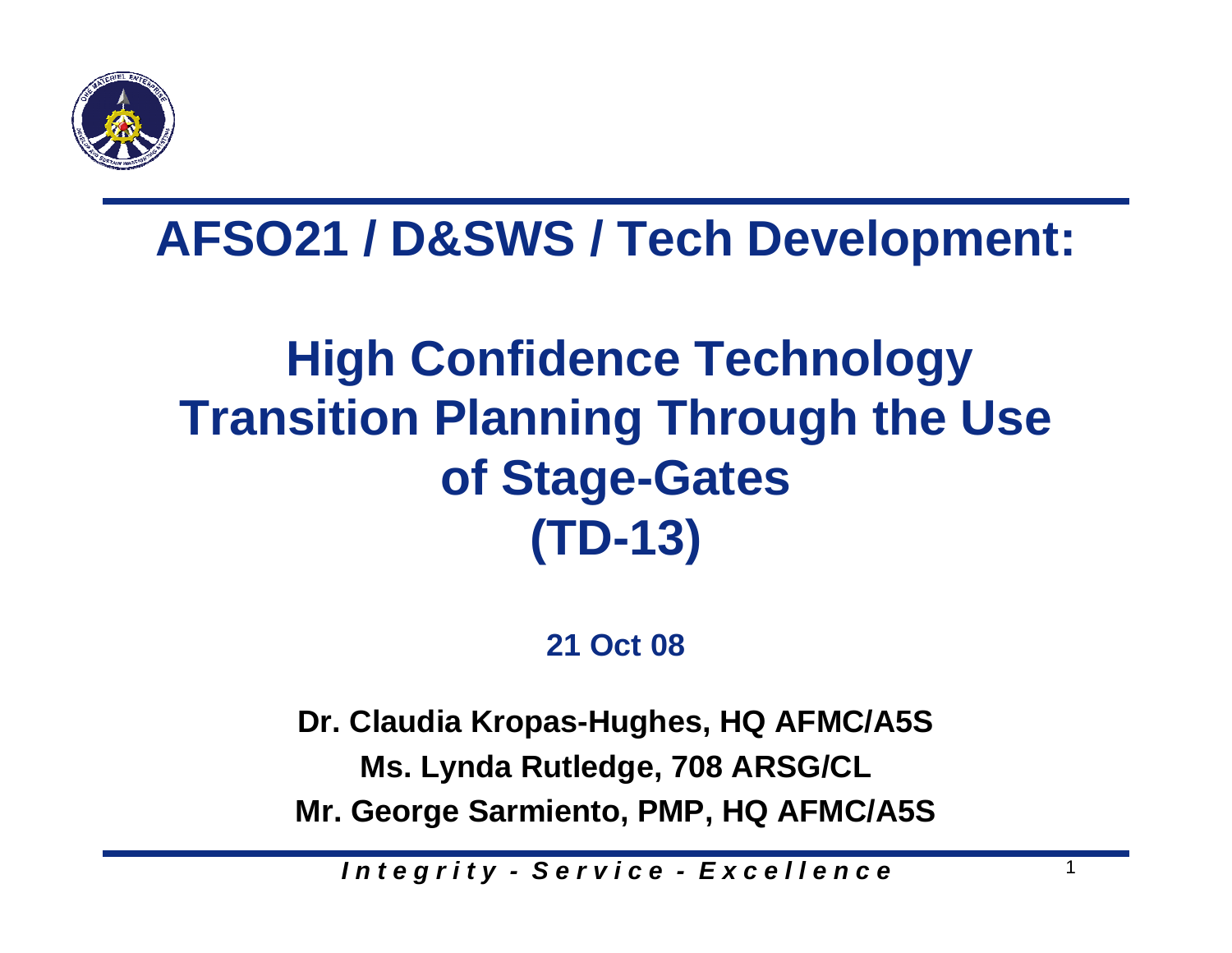# AFSO21 / D&SWS / Tech Development:

# High Confidence Technology Transition Planning Through the Use of Stage-Gates (TD-13)

**21 Oct 08**

**Dr. Claudia Kropas-Hughes, HQ AFMC/A5S**

**Ms. Lynda Rutledge, 708 ARSG/CL**

**Mr. George Sarmiento, PMP, HQ AFMC/A5S**

*Integrity - Service - Excellence*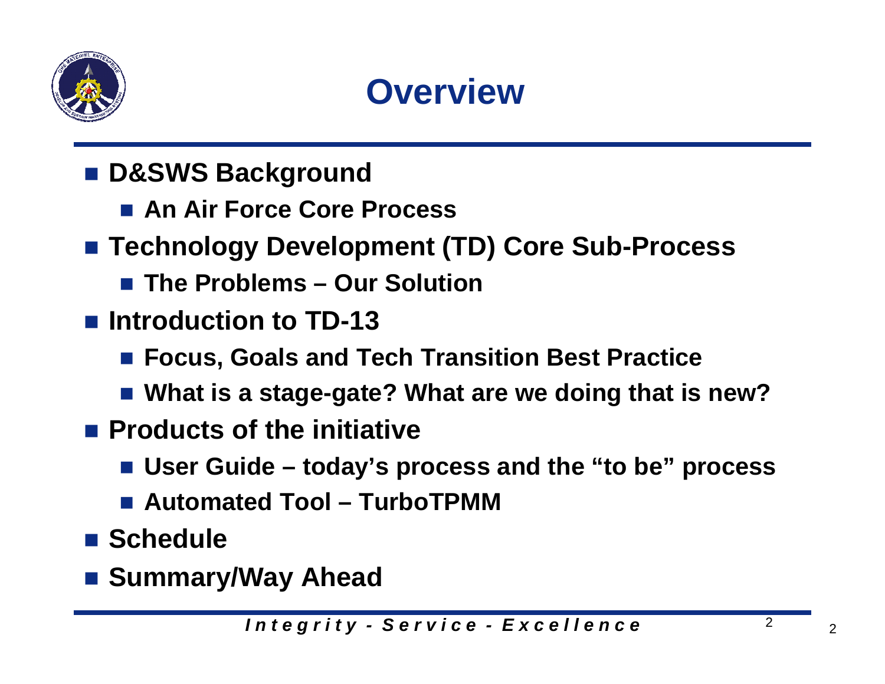# Overview

- **D&SWS Background**
  - **An Air Force Core Process**
- **Technology Development (TD) Core Sub-Process**
  - **The Problems – Our Solution**
- **Introduction to TD-13**
  - **Focus, Goals and Tech Transition Best Practice**
  - **What is a stage-gate? What are we doing that is new?**
- **Products of the initiative**
  - **User Guide – today's process and the "to be" process**
  - **Automated Tool – TurboTPMM**
- **Schedule**
- **Summary/Way Ahead**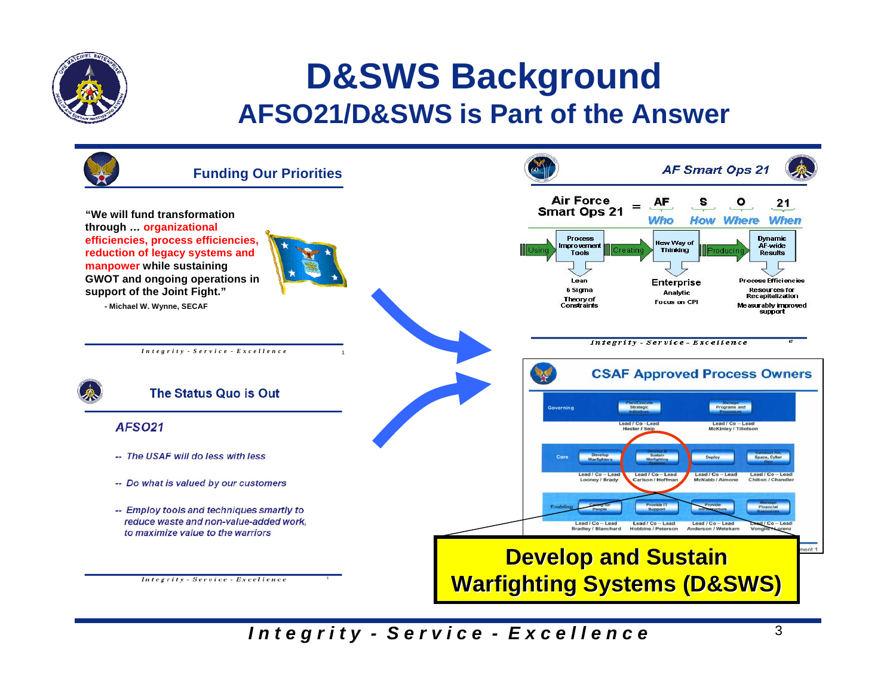# D&SWS Background

## AFSO21/D&SWS is Part of the Answer

### Funding Our Priorities

**"We will fund transformation through … organizational efficiencies, process efficiencies, reduction of legacy systems and manpower while sustaining GWOT and ongoing operations in support of the Joint Fight."**

**- Michael W. Wynne, SECAF**

### The Status Quo is Out

*AFSO21*

- *-- The USAF will do less with less*
- *-- Do what is valued by our customers*
- *-- Employ tools and techniques smartly to reduce waste and non-value-added work, to maximize value to the warriors*

### AF Smart Ops 21

Air Force Smart Ops 21 = AF (Who) S (How) O (Where) 21 (When)

Using → Process Improvement Tools → Creating → New Way of Thinking → Producing → Dynamic AF-wide Results

- Process Improvement Tools: Lean, 6 Sigma, Theory of Constraints
- New Way of Thinking: Enterprise, Analytic, Focus on CPI
- Dynamic AF-wide Results: Process Efficiencies, Resources for Recapitalization, Measurably improved support

### CSAF Approved Process Owners

| | | | | |
|---|---|---|---|---|
| Governing | Plan/Execute Strategic Initiatives<br>Lead / Co –Lead<br>Hester / Seip | | Manage Programs and Processes<br>Lead / Co – Lead<br>McKinley / Tillotson | |
| Core | Develop Warfighters<br>Lead / Co – Lead<br>Looney / Brady | Develop & Sustain Warfighting Systems<br>Lead / Co – Lead<br>Carlson / Hoffman | Deploy<br>Lead / Co – Lead<br>McNabb / Aimone | Conduct Air, Space, Cyber Ops<br>Lead / Co – Lead<br>Chilton / Chandler |
| Enabling | Caring for People<br>Lead / Co – Lead<br>Bradley / Blanchard | Provide IT Support<br>Lead / Co – Lead<br>Hobbins / Peterson | Provide Infrastructure<br>Lead / Co – Lead<br>Anderson / Wetekam | Manage Financial Resources<br>Lead / Co – Lead<br>Vongliss / Lorenz |

**Develop and Sustain Warfighting Systems (D&SWS)**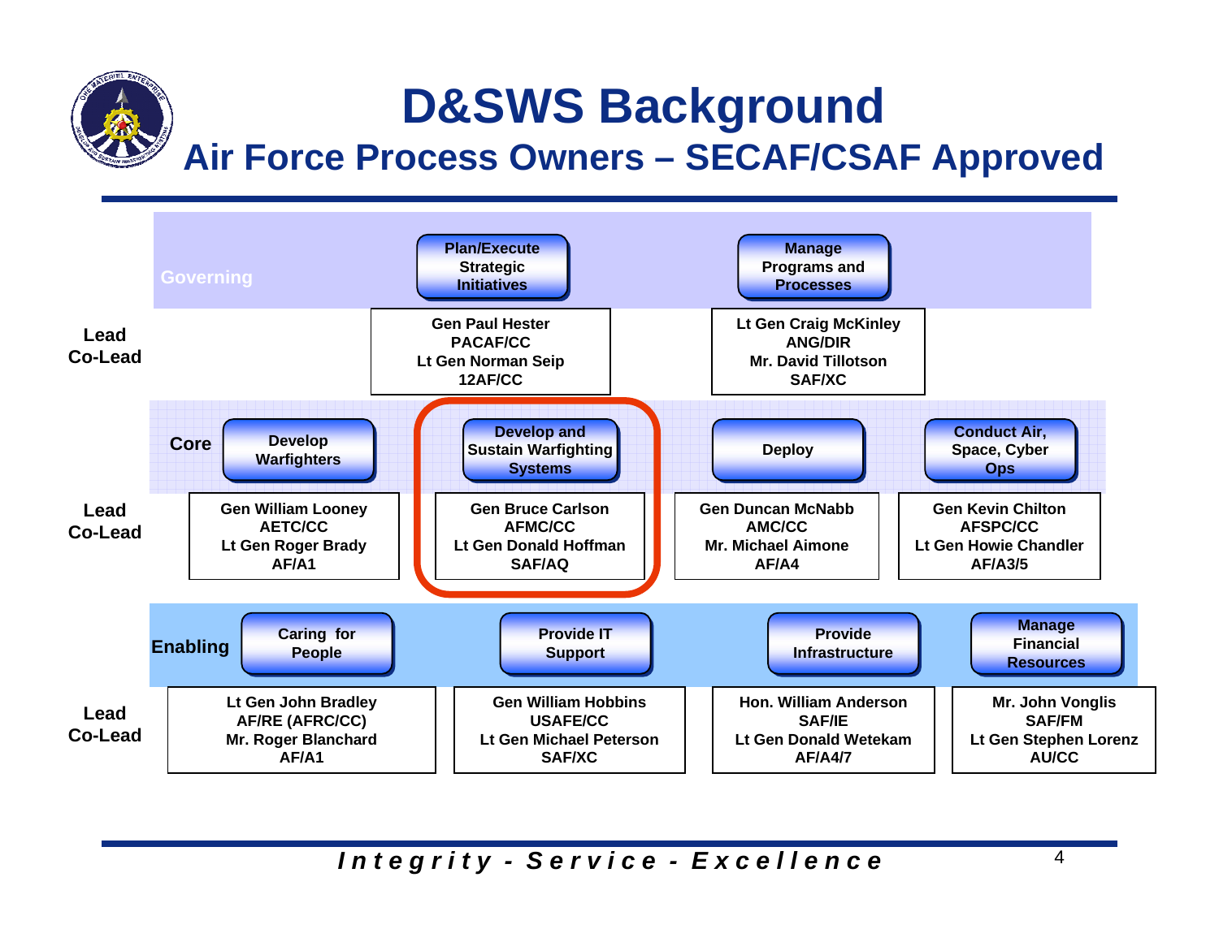# D&SWS Background

## Air Force Process Owners – SECAF/CSAF Approved

| Category | Process | Lead / Co-Lead |
|---|---|---|
| Governing | Plan/Execute Strategic Initiatives | Gen Paul Hester, PACAF/CC; Lt Gen Norman Seip, 12AF/CC |
| Governing | Manage Programs and Processes | Lt Gen Craig McKinley, ANG/DIR; Mr. David Tillotson, SAF/XC |
| Core | Develop Warfighters | Gen William Looney, AETC/CC; Lt Gen Roger Brady, AF/A1 |
| Core | **Develop and Sustain Warfighting Systems** | Gen Bruce Carlson, AFMC/CC; Lt Gen Donald Hoffman, SAF/AQ |
| Core | Deploy | Gen Duncan McNabb, AMC/CC; Mr. Michael Aimone, AF/A4 |
| Core | Conduct Air, Space, Cyber Ops | Gen Kevin Chilton, AFSPC/CC; Lt Gen Howie Chandler, AF/A3/5 |
| Enabling | Caring for People | Lt Gen John Bradley, AF/RE (AFRC/CC); Mr. Roger Blanchard, AF/A1 |
| Enabling | Provide IT Support | Gen William Hobbins, USAFE/CC; Lt Gen Michael Peterson, SAF/XC |
| Enabling | Provide Infrastructure | Hon. William Anderson, SAF/IE; Lt Gen Donald Wetekam, AF/A4/7 |
| Enabling | Manage Financial Resources | Mr. John Vonglis, SAF/FM; Lt Gen Stephen Lorenz, AU/CC |

*Integrity - Service - Excellence*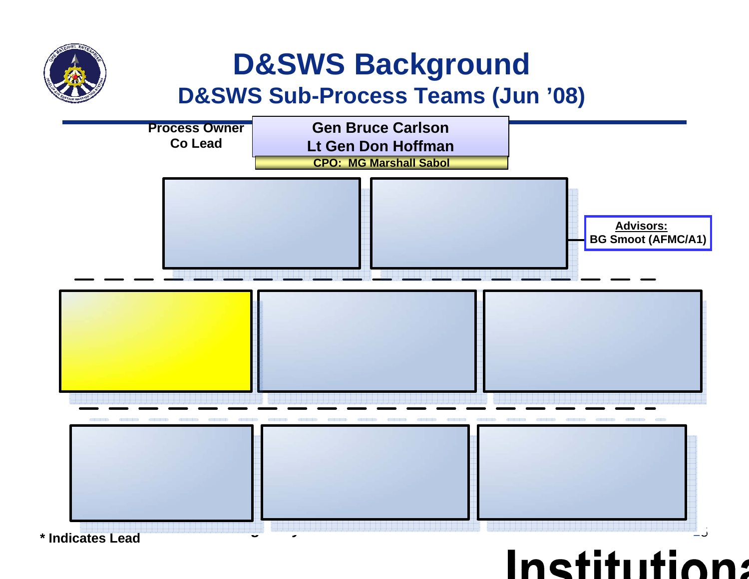# D&SWS Background

## D&SWS Sub-Process Teams (Jun '08)

Process Owner
Co Lead

**Gen Bruce Carlson**
**Lt Gen Don Hoffman**

**CPO: MG Marshall Sabol**

**Advisors:**
**BG Smoot (AFMC/A1)**

**\* Indicates Lead**

**Institutiona**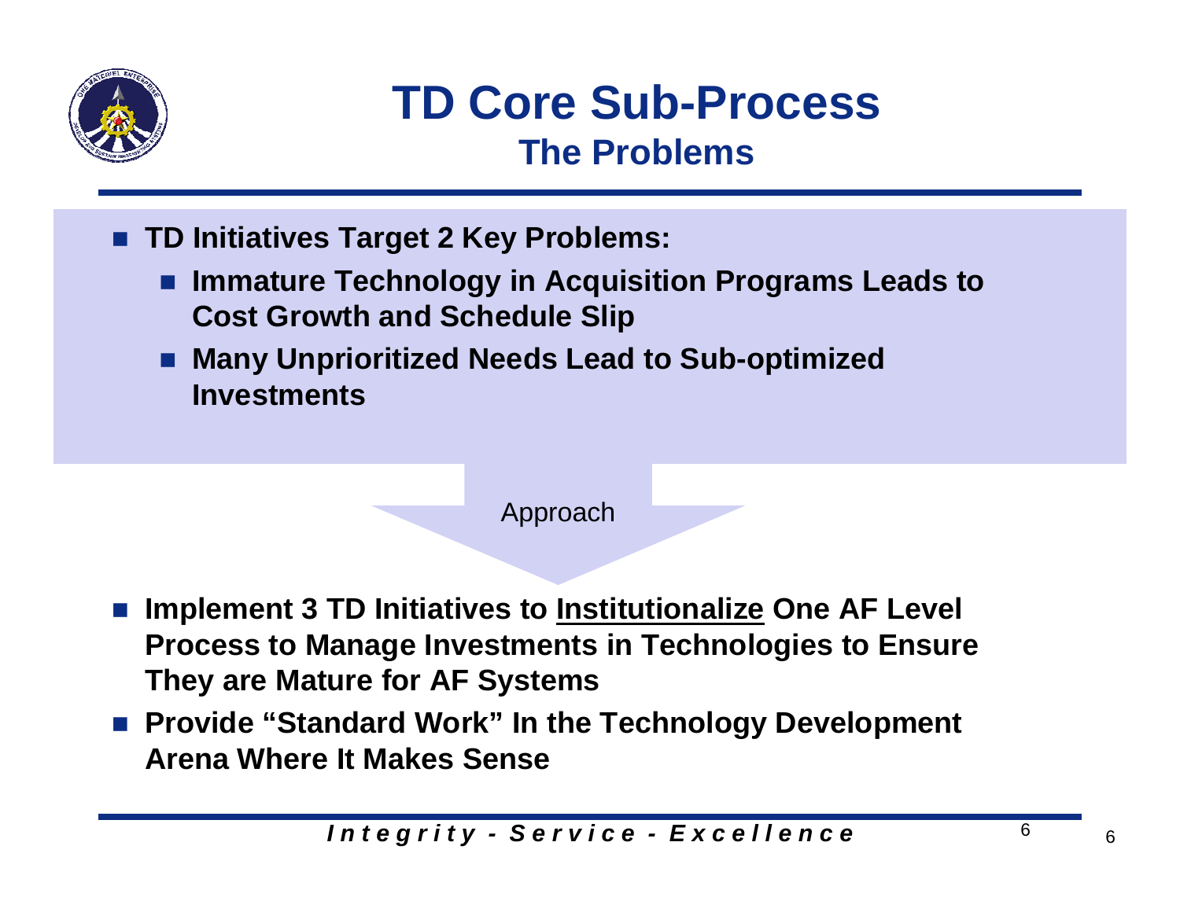# TD Core Sub-Process
## The Problems

- **TD Initiatives Target 2 Key Problems:**
  - **Immature Technology in Acquisition Programs Leads to Cost Growth and Schedule Slip**
  - **Many Unprioritized Needs Lead to Sub-optimized Investments**

Approach

- **Implement 3 TD Initiatives to <u>Institutionalize</u> One AF Level Process to Manage Investments in Technologies to Ensure They are Mature for AF Systems**
- **Provide "Standard Work" In the Technology Development Arena Where It Makes Sense**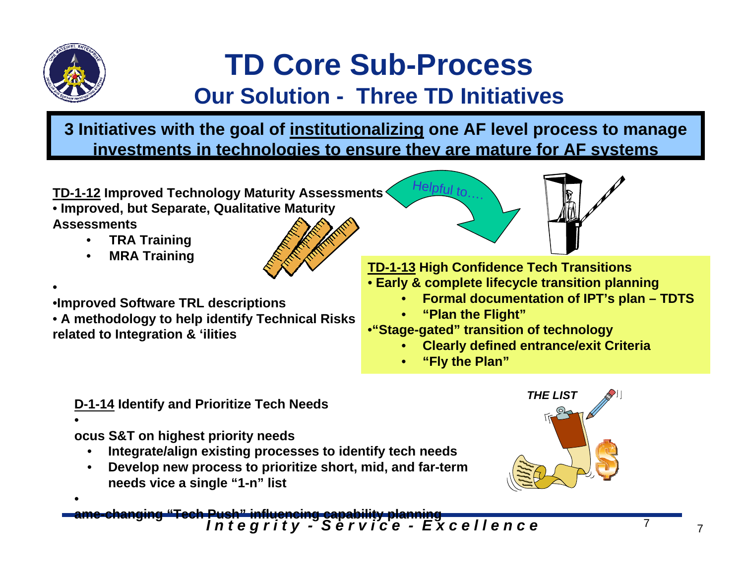# TD Core Sub-Process

## Our Solution - Three TD Initiatives

**3 Initiatives with the goal of institutionalizing one AF level process to manage investments in technologies to ensure they are mature for AF systems**

**TD-1-12 Improved Technology Maturity Assessments**

- **Improved, but Separate, Qualitative Maturity Assessments**
  - **TRA Training**
  - **MRA Training**
- 
- **Improved Software TRL descriptions**
- **A methodology to help identify Technical Risks related to Integration & 'ilities**

Helpful to….

**TD-1-13 High Confidence Tech Transitions**

- **Early & complete lifecycle transition planning**
  - **Formal documentation of IPT's plan – TDTS**
  - **"Plan the Flight"**
- **"Stage-gated" transition of technology**
  - **Clearly defined entrance/exit Criteria**
  - **"Fly the Plan"**

**D-1-14 Identify and Prioritize Tech Needs**

- 

**ocus S&T on highest priority needs**

- **Integrate/align existing processes to identify tech needs**
- **Develop new process to prioritize short, mid, and far-term needs vice a single "1-n" list**

- 

**ame-changing "Tech Push" influencing capability planning**

*THE LIST*

*Integrity - Service - Excellence*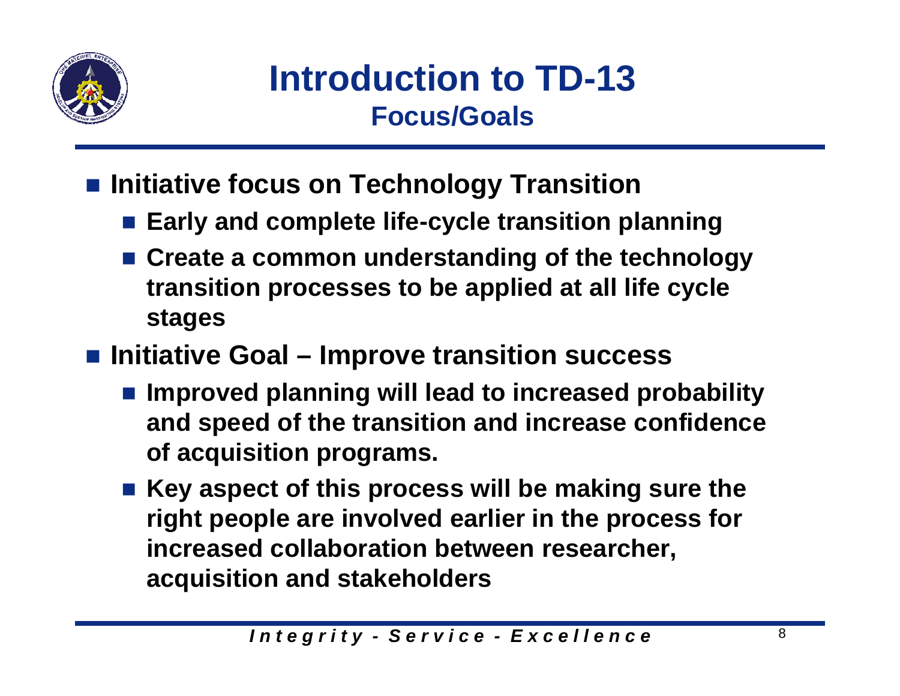# Introduction to TD-13

## Focus/Goals

- Initiative focus on Technology Transition
  - Early and complete life-cycle transition planning
  - Create a common understanding of the technology transition processes to be applied at all life cycle stages
- Initiative Goal – Improve transition success
  - Improved planning will lead to increased probability and speed of the transition and increase confidence of acquisition programs.
  - Key aspect of this process will be making sure the right people are involved earlier in the process for increased collaboration between researcher, acquisition and stakeholders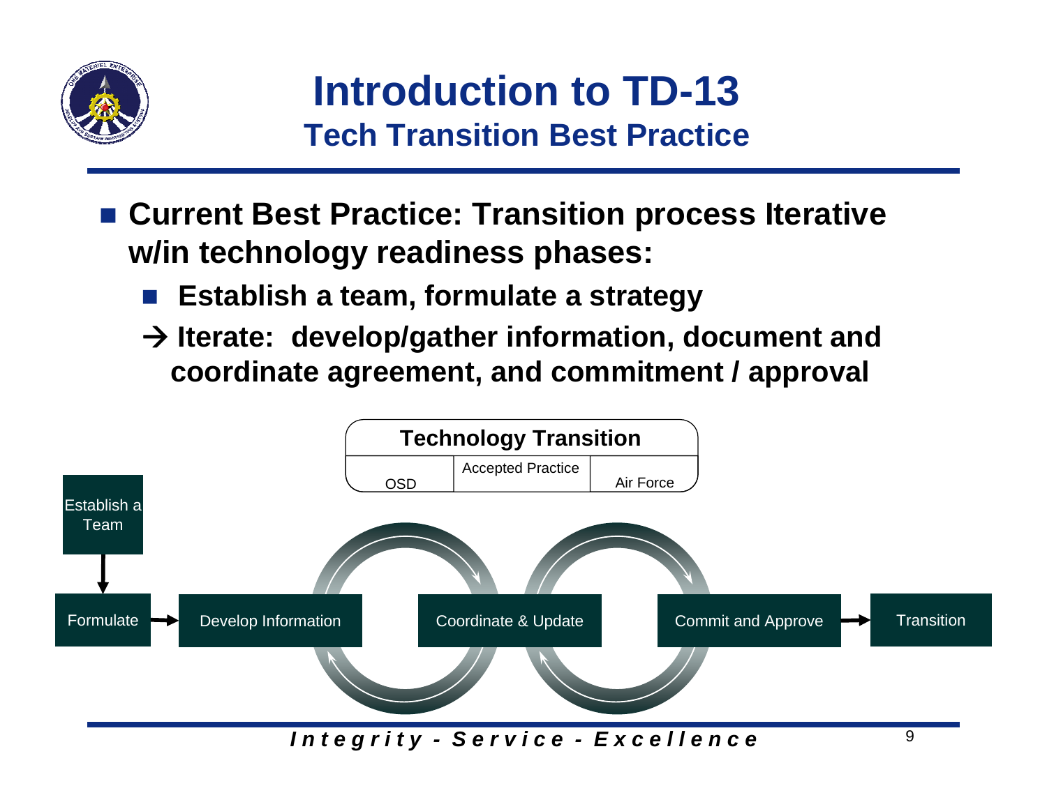# Introduction to TD-13

## Tech Transition Best Practice

- **Current Best Practice: Transition process Iterative w/in technology readiness phases:**
  - **Establish a team, formulate a strategy**
  - **→ Iterate: develop/gather information, document and coordinate agreement, and commitment / approval**

| Technology Transition | | |
|---|---|---|
| OSD | Accepted Practice | Air Force |

Establish a Team → Formulate → Develop Information ⟲ Coordinate & Update ⟲ Commit and Approve → Transition

*Integrity - Service - Excellence*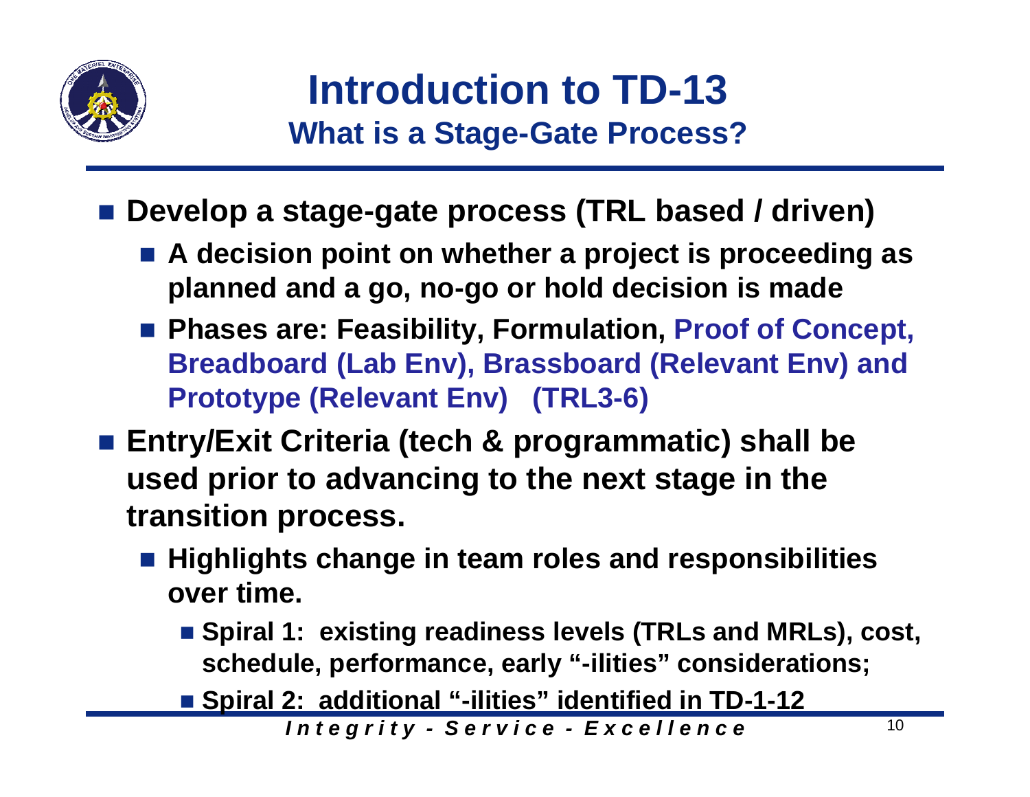# Introduction to TD-13

## What is a Stage-Gate Process?

- **Develop a stage-gate process (TRL based / driven)**
  - **A decision point on whether a project is proceeding as planned and a go, no-go or hold decision is made**
  - **Phases are: Feasibility, Formulation, Proof of Concept, Breadboard (Lab Env), Brassboard (Relevant Env) and Prototype (Relevant Env) (TRL3-6)**
- **Entry/Exit Criteria (tech & programmatic) shall be used prior to advancing to the next stage in the transition process.**
  - **Highlights change in team roles and responsibilities over time.**
    - **Spiral 1: existing readiness levels (TRLs and MRLs), cost, schedule, performance, early "-ilities" considerations;**
    - **Spiral 2: additional "-ilities" identified in TD-1-12**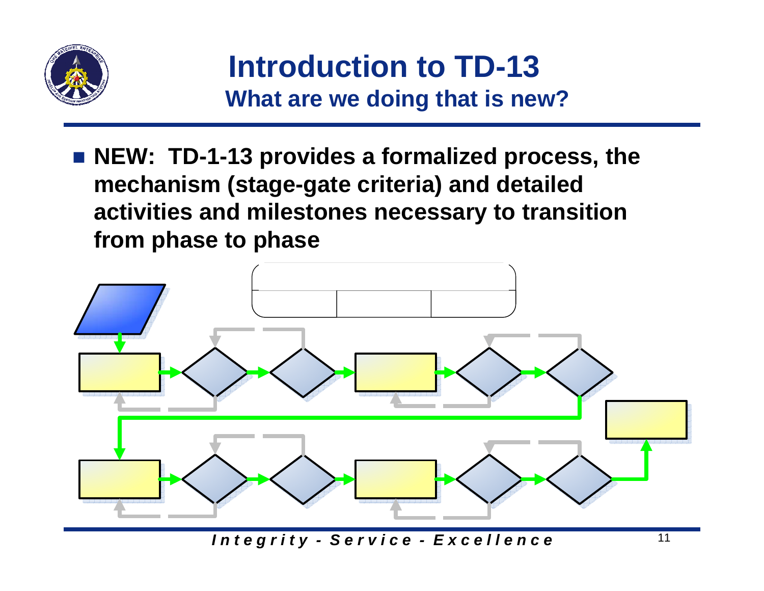# Introduction to TD-13

## What are we doing that is new?

- **NEW: TD-1-13 provides a formalized process, the mechanism (stage-gate criteria) and detailed activities and milestones necessary to transition from phase to phase**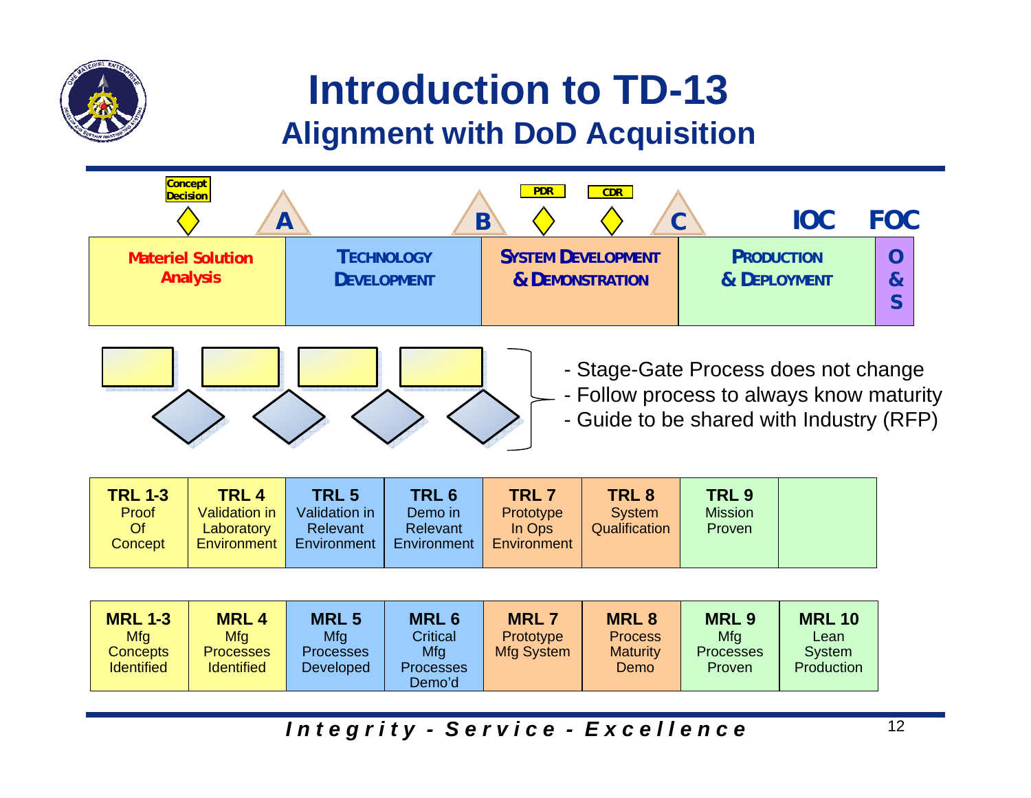# Introduction to TD-13

## Alignment with DoD Acquisition

Concept Decision | A | B | PDR | CDR | C | IOC | FOC

| Materiel Solution Analysis | Technology Development | System Development & Demonstration | Production & Deployment | O & S |
|---|---|---|---|---|

- Stage-Gate Process does not change
- Follow process to always know maturity
- Guide to be shared with Industry (RFP)

| TRL 1-3 | TRL 4 | TRL 5 | TRL 6 | TRL 7 | TRL 8 | TRL 9 | |
|---|---|---|---|---|---|---|---|
| Proof Of Concept | Validation in Laboratory Environment | Validation in Relevant Environment | Demo in Relevant Environment | Prototype In Ops Environment | System Qualification | Mission Proven | |

| MRL 1-3 | MRL 4 | MRL 5 | MRL 6 | MRL 7 | MRL 8 | MRL 9 | MRL 10 |
|---|---|---|---|---|---|---|---|
| Mfg Concepts Identified | Mfg Processes Identified | Mfg Processes Developed | Critical Mfg Processes Demo'd | Prototype Mfg System | Process Maturity Demo | Mfg Processes Proven | Lean System Production |

*Integrity - Service - Excellence*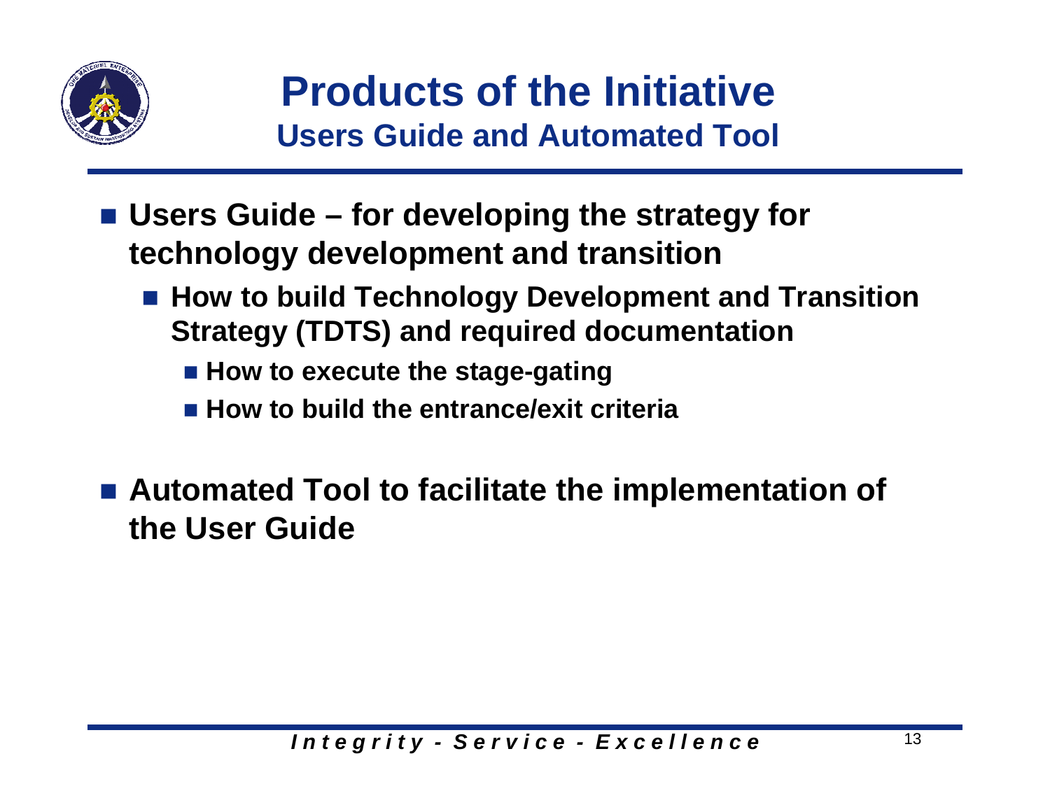# Products of the Initiative

## Users Guide and Automated Tool

- **Users Guide – for developing the strategy for technology development and transition**
  - **How to build Technology Development and Transition Strategy (TDTS) and required documentation**
    - **How to execute the stage-gating**
    - **How to build the entrance/exit criteria**
- **Automated Tool to facilitate the implementation of the User Guide**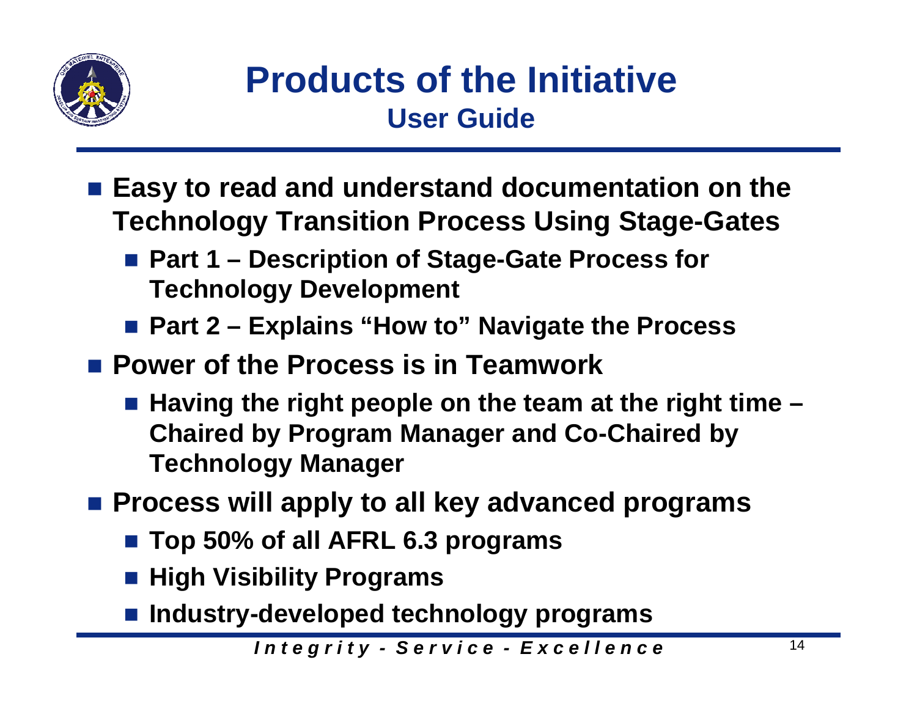# Products of the Initiative

## User Guide

- Easy to read and understand documentation on the Technology Transition Process Using Stage-Gates
  - Part 1 – Description of Stage-Gate Process for Technology Development
  - Part 2 – Explains "How to" Navigate the Process
- Power of the Process is in Teamwork
  - Having the right people on the team at the right time – Chaired by Program Manager and Co-Chaired by Technology Manager
- Process will apply to all key advanced programs
  - Top 50% of all AFRL 6.3 programs
  - High Visibility Programs
  - Industry-developed technology programs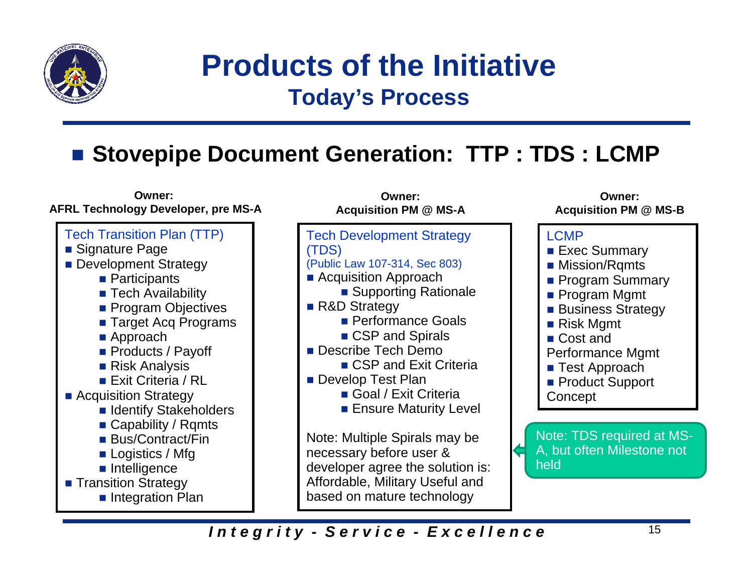# Products of the Initiative

## Today's Process

- **Stovepipe Document Generation: TTP : TDS : LCMP**

**Owner:**
**AFRL Technology Developer, pre MS-A**

Tech Transition Plan (TTP)

- Signature Page
- Development Strategy
  - Participants
  - Tech Availability
  - Program Objectives
  - Target Acq Programs
  - Approach
  - Products / Payoff
  - Risk Analysis
  - Exit Criteria / RL
- Acquisition Strategy
  - Identify Stakeholders
  - Capability / Rqmts
  - Bus/Contract/Fin
  - Logistics / Mfg
  - Intelligence
- Transition Strategy
  - Integration Plan

**Owner:**
**Acquisition PM @ MS-A**

Tech Development Strategy (TDS)
(Public Law 107-314, Sec 803)

- Acquisition Approach
  - Supporting Rationale
- R&D Strategy
  - Performance Goals
  - CSP and Spirals
- Describe Tech Demo
  - CSP and Exit Criteria
- Develop Test Plan
  - Goal / Exit Criteria
  - Ensure Maturity Level

Note: Multiple Spirals may be necessary before user & developer agree the solution is: Affordable, Military Useful and based on mature technology

**Owner:**
**Acquisition PM @ MS-B**

LCMP

- Exec Summary
- Mission/Rqmts
- Program Summary
- Program Mgmt
- Business Strategy
- Risk Mgmt
- Cost and Performance Mgmt
- Test Approach
- Product Support Concept

Note: TDS required at MS-A, but often Milestone not held

*Integrity - Service - Excellence*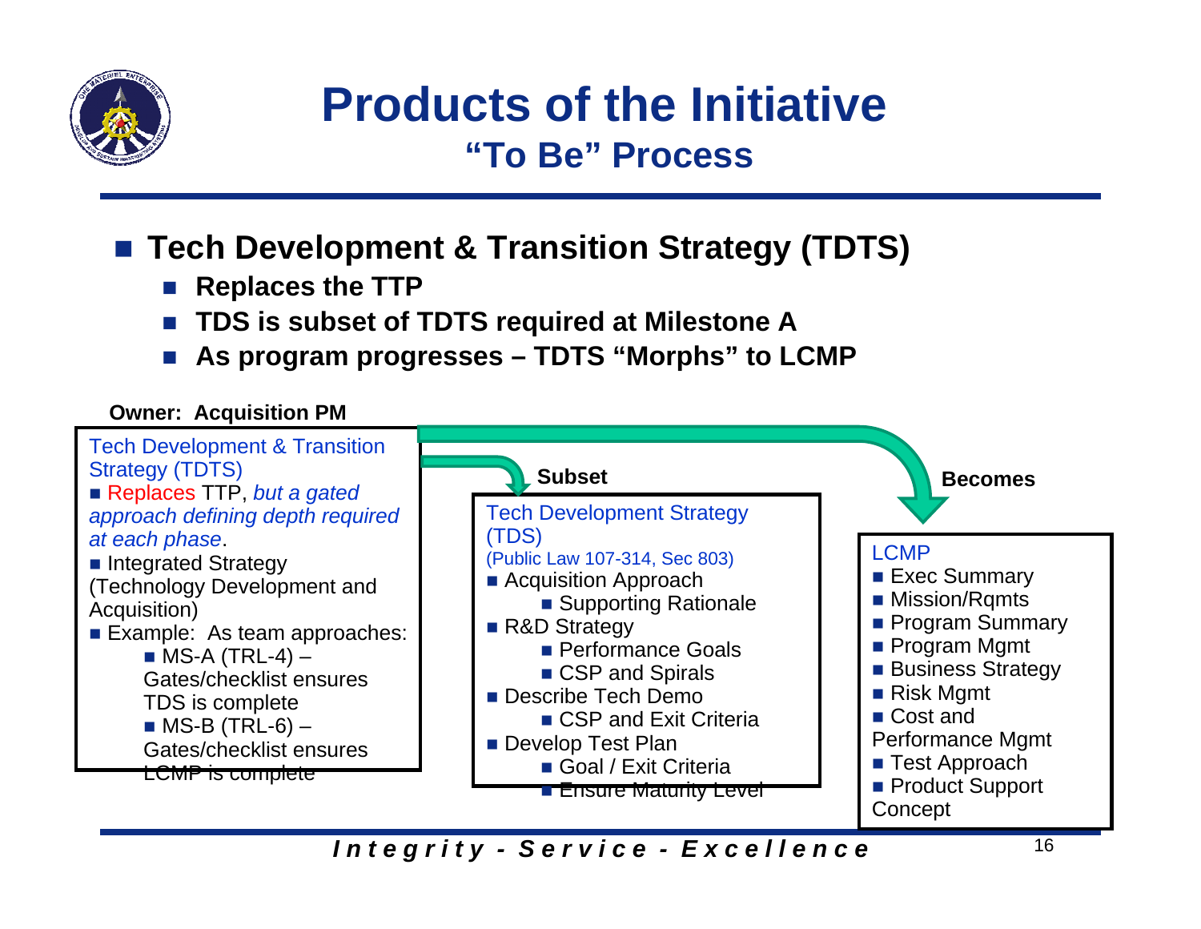# Products of the Initiative

## "To Be" Process

- **Tech Development & Transition Strategy (TDTS)**
  - **Replaces the TTP**
  - **TDS is subset of TDTS required at Milestone A**
  - **As program progresses – TDTS "Morphs" to LCMP**

**Owner: Acquisition PM**

Tech Development & Transition Strategy (TDTS)

- Replaces TTP, *but a gated approach defining depth required at each phase*.
- Integrated Strategy (Technology Development and Acquisition)
- Example: As team approaches:
  - MS-A (TRL-4) – Gates/checklist ensures TDS is complete
  - MS-B (TRL-6) – Gates/checklist ensures LCMP is complete

**Subset**

Tech Development Strategy (TDS)

(Public Law 107-314, Sec 803)

- Acquisition Approach
  - Supporting Rationale
- R&D Strategy
  - Performance Goals
  - CSP and Spirals
- Describe Tech Demo
  - CSP and Exit Criteria
- Develop Test Plan
  - Goal / Exit Criteria
  - Ensure Maturity Level

**Becomes**

LCMP

- Exec Summary
- Mission/Rqmts
- Program Summary
- Program Mgmt
- Business Strategy
- Risk Mgmt
- Cost and Performance Mgmt
- Test Approach
- Product Support Concept

*Integrity - Service - Excellence*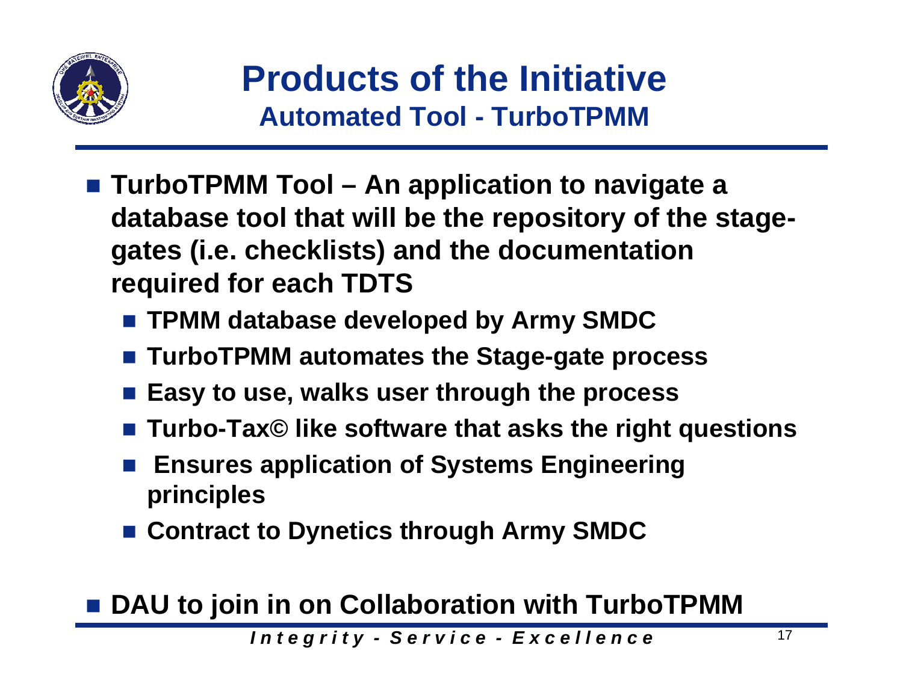# Products of the Initiative

## Automated Tool - TurboTPMM

- **TurboTPMM Tool – An application to navigate a database tool that will be the repository of the stage-gates (i.e. checklists) and the documentation required for each TDTS**
  - **TPMM database developed by Army SMDC**
  - **TurboTPMM automates the Stage-gate process**
  - **Easy to use, walks user through the process**
  - **Turbo-Tax© like software that asks the right questions**
  - **Ensures application of Systems Engineering principles**
  - **Contract to Dynetics through Army SMDC**

- **DAU to join in on Collaboration with TurboTPMM**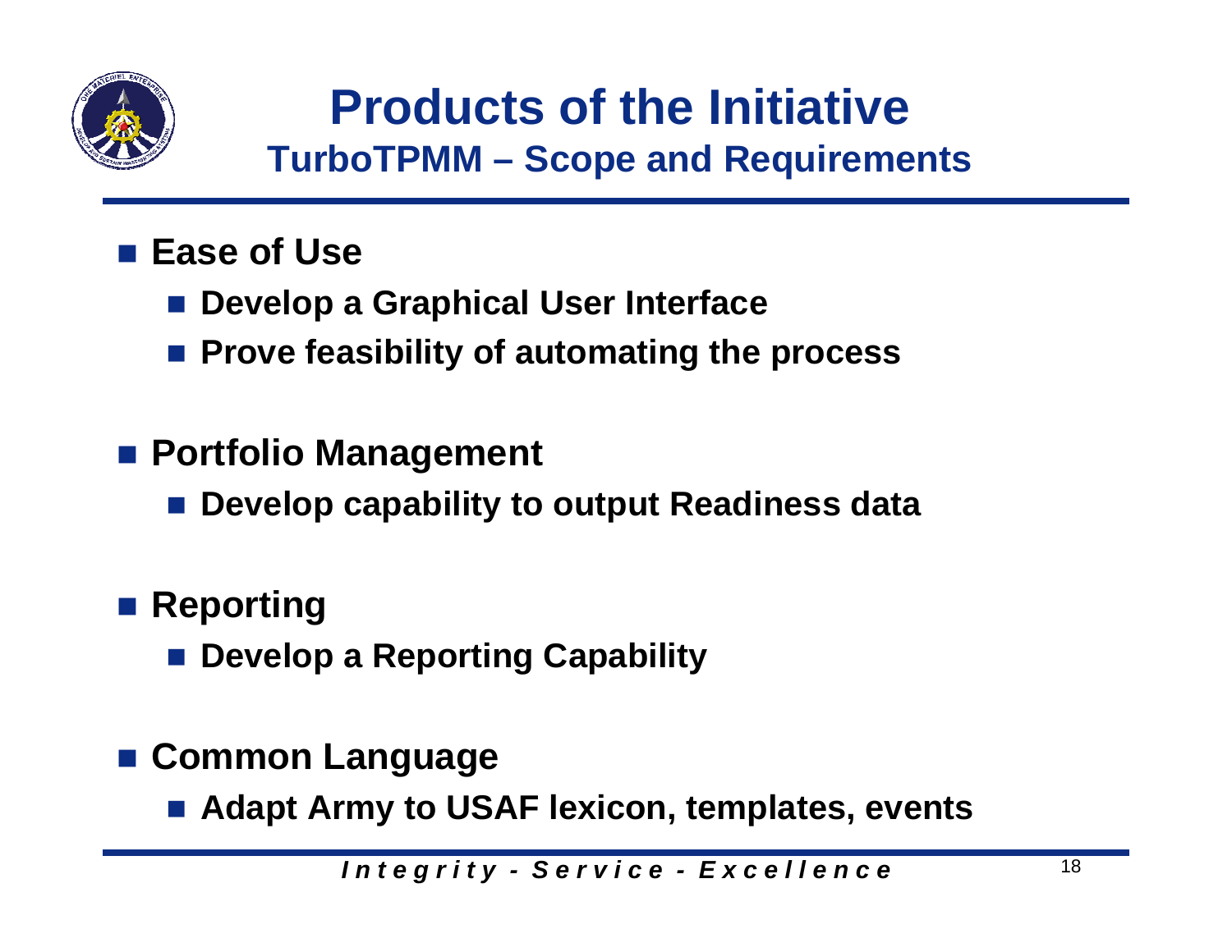# Products of the Initiative

## TurboTPMM – Scope and Requirements

- **Ease of Use**
  - **Develop a Graphical User Interface**
  - **Prove feasibility of automating the process**
- **Portfolio Management**
  - **Develop capability to output Readiness data**
- **Reporting**
  - **Develop a Reporting Capability**
- **Common Language**
  - **Adapt Army to USAF lexicon, templates, events**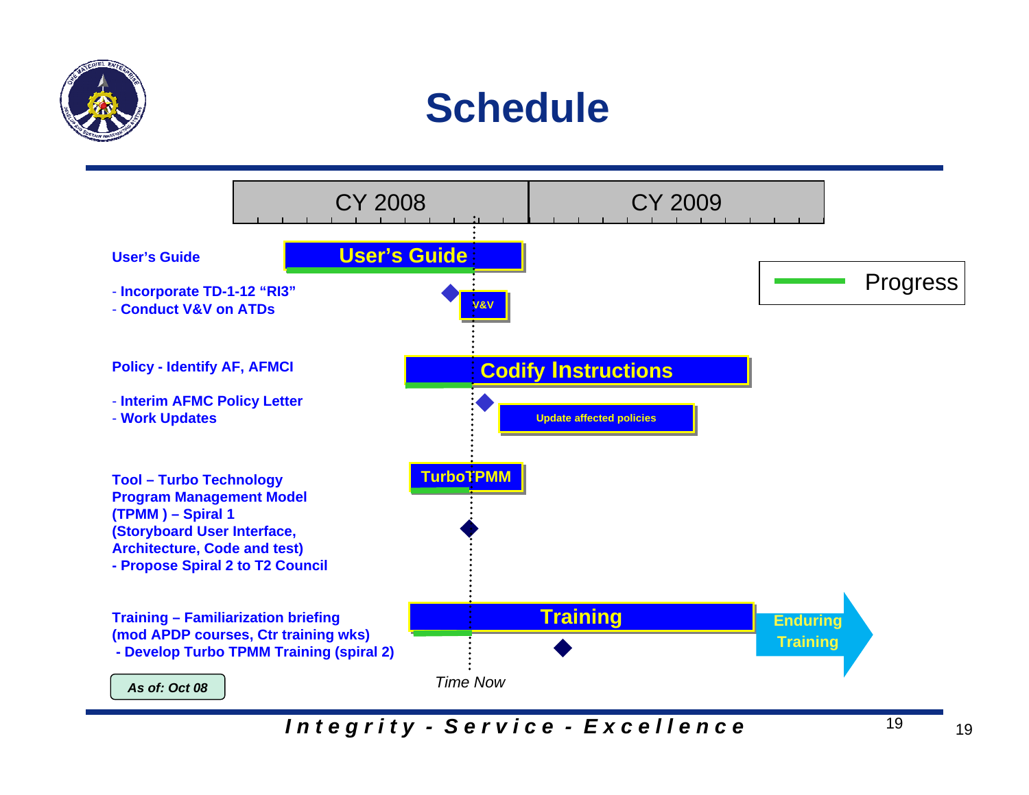# Schedule

| | CY 2008 | CY 2009 |
|---|---|---|

**User's Guide**

- Incorporate TD-1-12 "RI3"
- Conduct V&V on ATDs

User's Guide

V&V

**Policy - Identify AF, AFMCI**

- Interim AFMC Policy Letter
- Work Updates

Codify Instructions

Update affected policies

**Tool – Turbo Technology Program Management Model (TPMM ) – Spiral 1 (Storyboard User Interface, Architecture, Code and test)**

**- Propose Spiral 2 to T2 Council**

TurboTPMM

**Training – Familiarization briefing (mod APDP courses, Ctr training wks)**

**- Develop Turbo TPMM Training (spiral 2)**

Training

Enduring Training

Progress

*Time Now*

*As of: Oct 08*

***Integrity - Service - Excellence***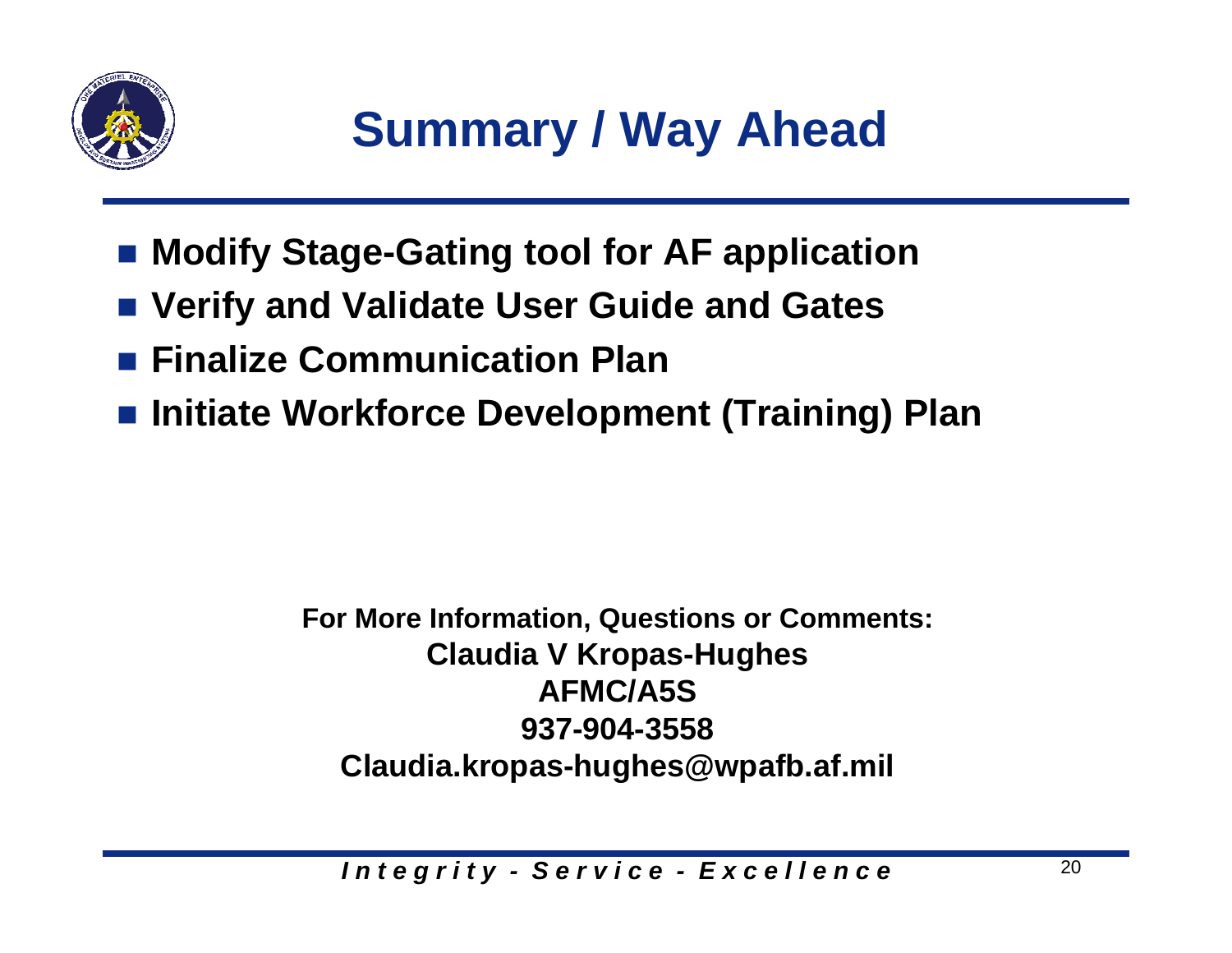# Summary / Way Ahead

- **Modify Stage-Gating tool for AF application**
- **Verify and Validate User Guide and Gates**
- **Finalize Communication Plan**
- **Initiate Workforce Development (Training) Plan**

**For More Information, Questions or Comments:**
**Claudia V Kropas-Hughes**
**AFMC/A5S**
**937-904-3558**
**Claudia.kropas-hughes@wpafb.af.mil**

*Integrity - Service - Excellence*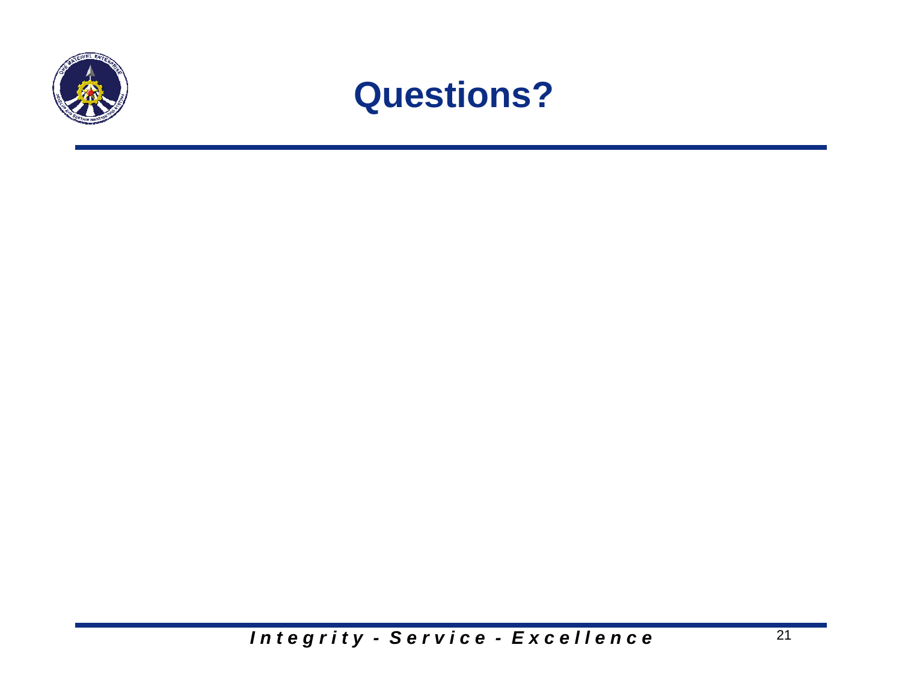# Questions?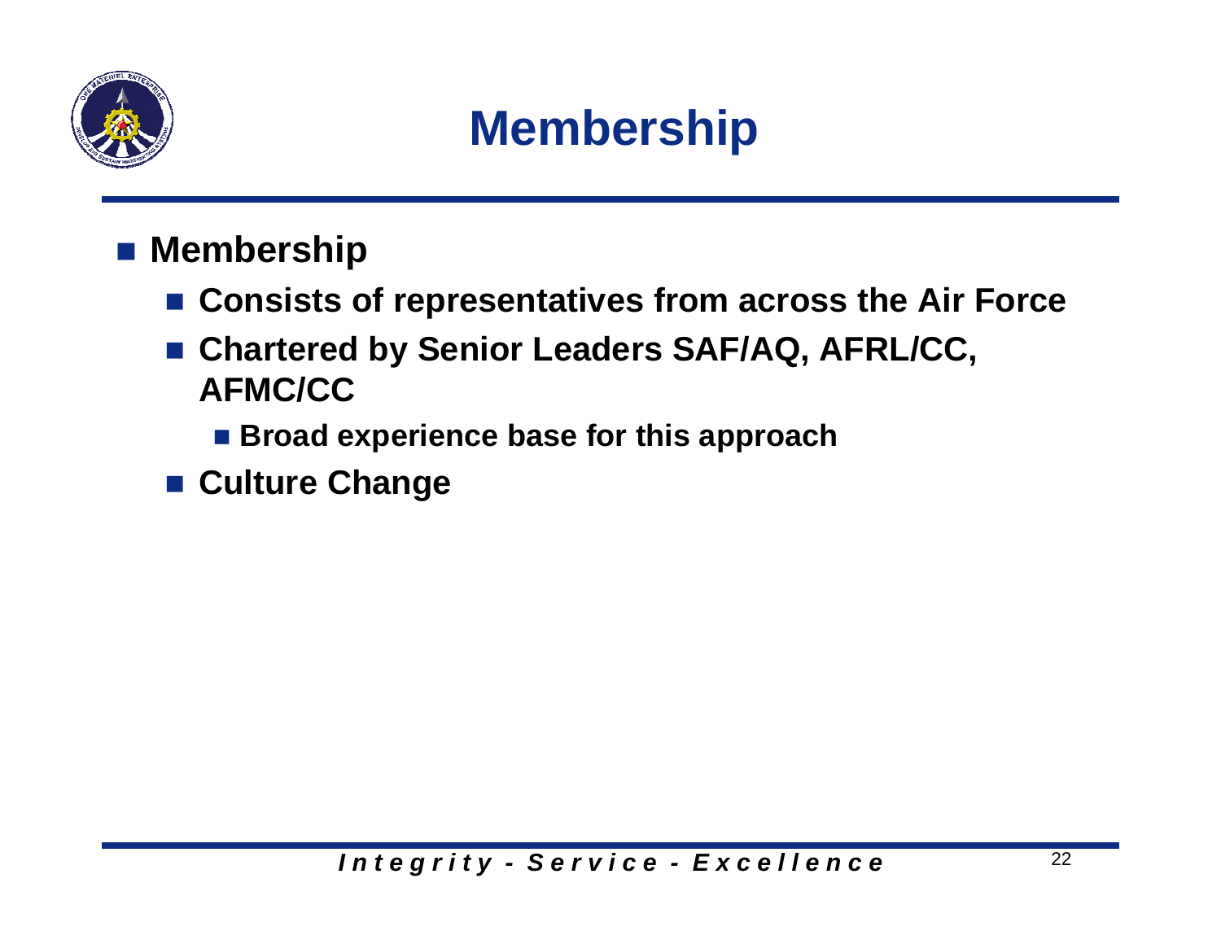# Membership

- **Membership**
  - **Consists of representatives from across the Air Force**
  - **Chartered by Senior Leaders SAF/AQ, AFRL/CC, AFMC/CC**
    - **Broad experience base for this approach**
  - **Culture Change**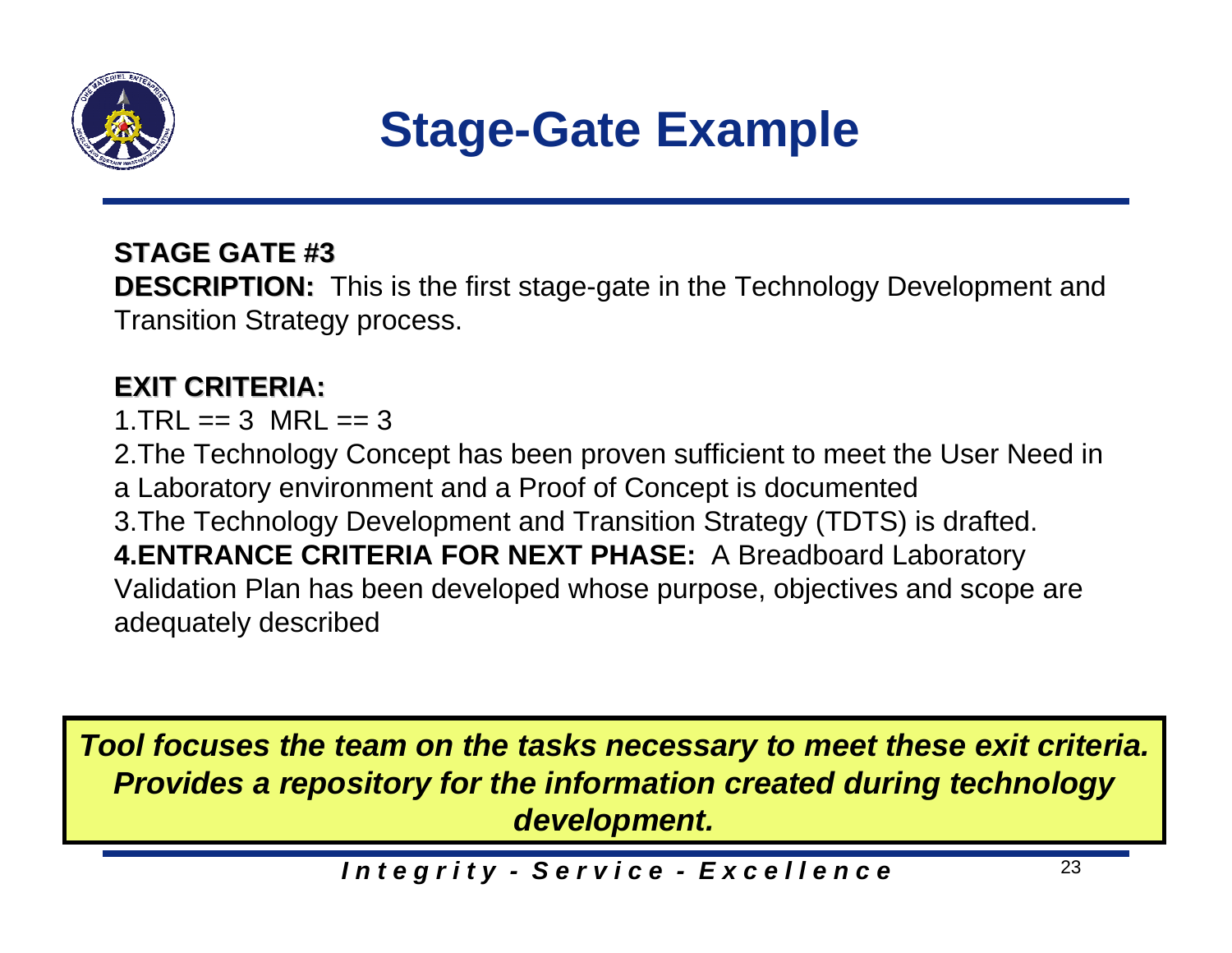# Stage-Gate Example

**STAGE GATE #3**
**DESCRIPTION:** This is the first stage-gate in the Technology Development and Transition Strategy process.

**EXIT CRITERIA:**

1. TRL == 3 MRL == 3
2. The Technology Concept has been proven sufficient to meet the User Need in a Laboratory environment and a Proof of Concept is documented
3. The Technology Development and Transition Strategy (TDTS) is drafted.
4. **ENTRANCE CRITERIA FOR NEXT PHASE:** A Breadboard Laboratory Validation Plan has been developed whose purpose, objectives and scope are adequately described

***Tool focuses the team on the tasks necessary to meet these exit criteria. Provides a repository for the information created during technology development.***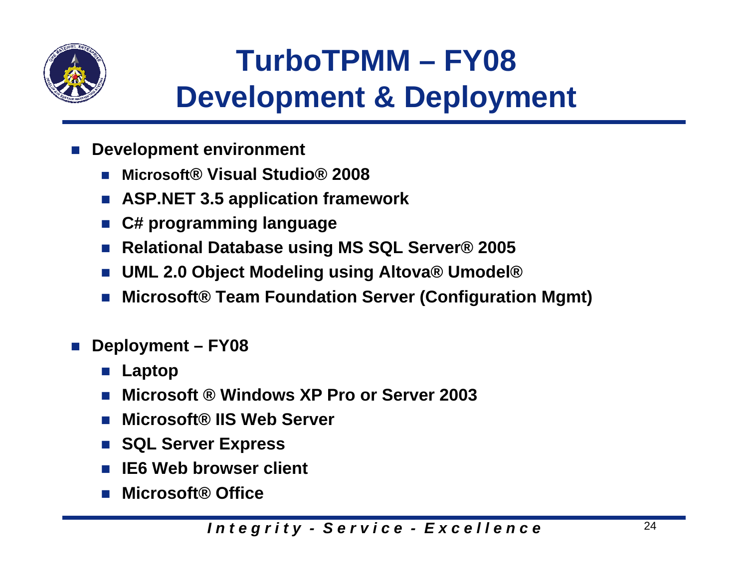# TurboTPMM – FY08 Development & Deployment

- **Development environment**
  - **Microsoft® Visual Studio® 2008**
  - **ASP.NET 3.5 application framework**
  - **C# programming language**
  - **Relational Database using MS SQL Server® 2005**
  - **UML 2.0 Object Modeling using Altova® Umodel®**
  - **Microsoft® Team Foundation Server (Configuration Mgmt)**

- **Deployment – FY08**
  - **Laptop**
  - **Microsoft ® Windows XP Pro or Server 2003**
  - **Microsoft® IIS Web Server**
  - **SQL Server Express**
  - **IE6 Web browser client**
  - **Microsoft® Office**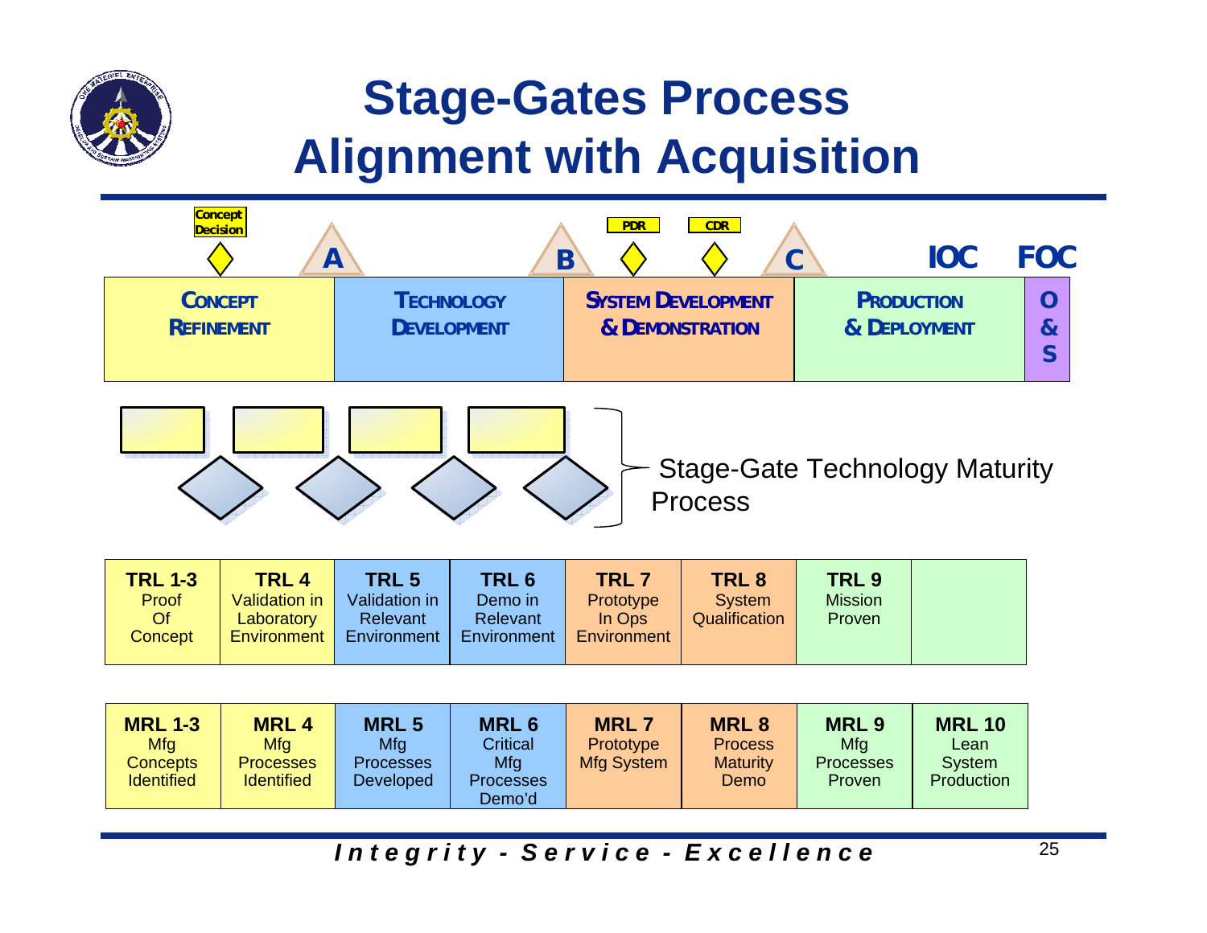# Stage-Gates Process Alignment with Acquisition

Concept Decision

A

B

PDR

CDR

C

IOC

FOC

| CONCEPT REFINEMENT | TECHNOLOGY DEVELOPMENT | SYSTEM DEVELOPMENT & DEMONSTRATION | PRODUCTION & DEPLOYMENT | O & S |
|---|---|---|---|---|

Stage-Gate Technology Maturity Process

| | | | | | | | |
|---|---|---|---|---|---|---|---|
| **TRL 1-3** Proof Of Concept | **TRL 4** Validation in Laboratory Environment | **TRL 5** Validation in Relevant Environment | **TRL 6** Demo in Relevant Environment | **TRL 7** Prototype In Ops Environment | **TRL 8** System Qualification | **TRL 9** Mission Proven | |

| | | | | | | | |
|---|---|---|---|---|---|---|---|
| **MRL 1-3** Mfg Concepts Identified | **MRL 4** Mfg Processes Identified | **MRL 5** Mfg Processes Developed | **MRL 6** Critical Mfg Processes Demo'd | **MRL 7** Prototype Mfg System | **MRL 8** Process Maturity Demo | **MRL 9** Mfg Processes Proven | **MRL 10** Lean System Production |

*Integrity - Service - Excellence*